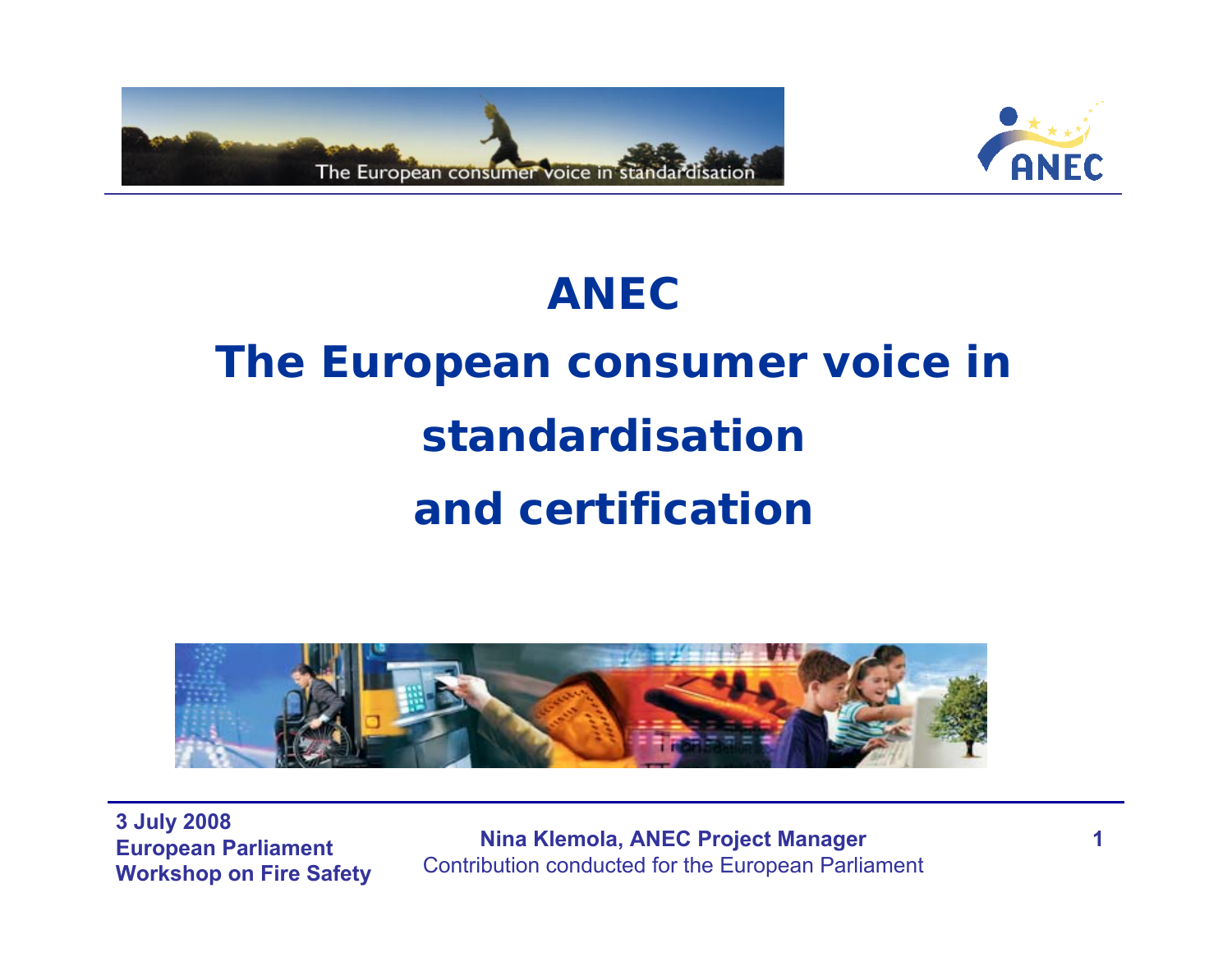# ANEC

# The European consumer voice in standardisation and certification

**3 July 2008**
**European Parliament**
**Workshop on Fire Safety**

**Nina Klemola, ANEC Project Manager**
Contribution conducted for the European Parliament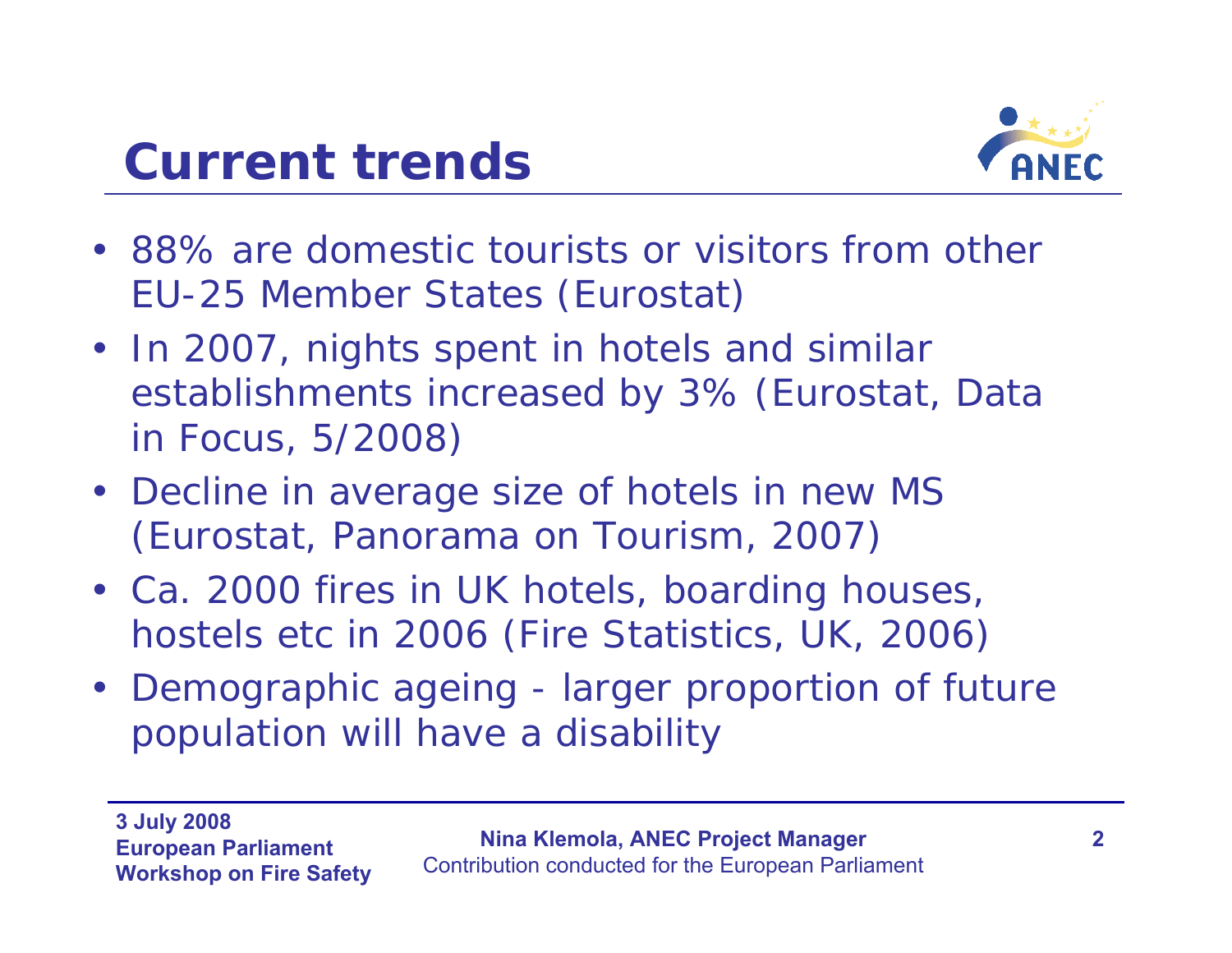# Current trends

- 88% are domestic tourists or visitors from other EU-25 Member States (Eurostat)
- In 2007, nights spent in hotels and similar establishments increased by 3% (Eurostat, Data in Focus, 5/2008)
- Decline in average size of hotels in new MS (Eurostat, Panorama on Tourism, 2007)
- Ca. 2000 fires in UK hotels, boarding houses, hostels etc in 2006 (Fire Statistics, UK, 2006)
- Demographic ageing - larger proportion of future population will have a disability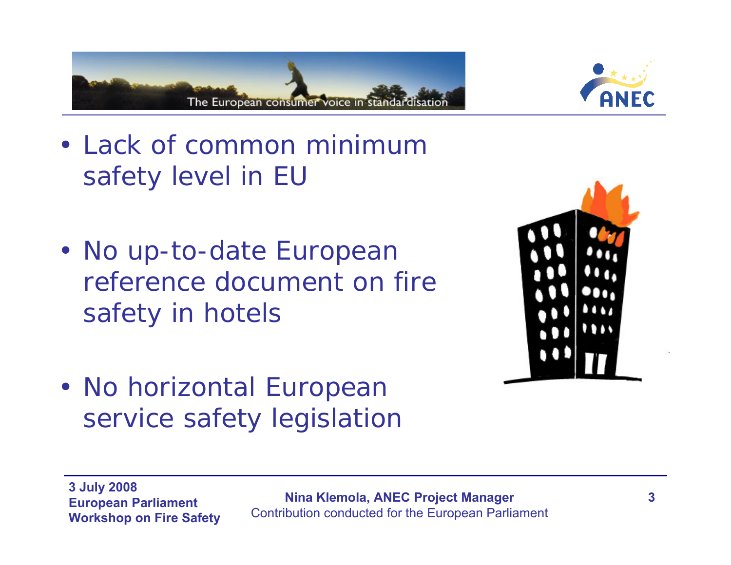- Lack of common minimum safety level in EU
- No up-to-date European reference document on fire safety in hotels
- No horizontal European service safety legislation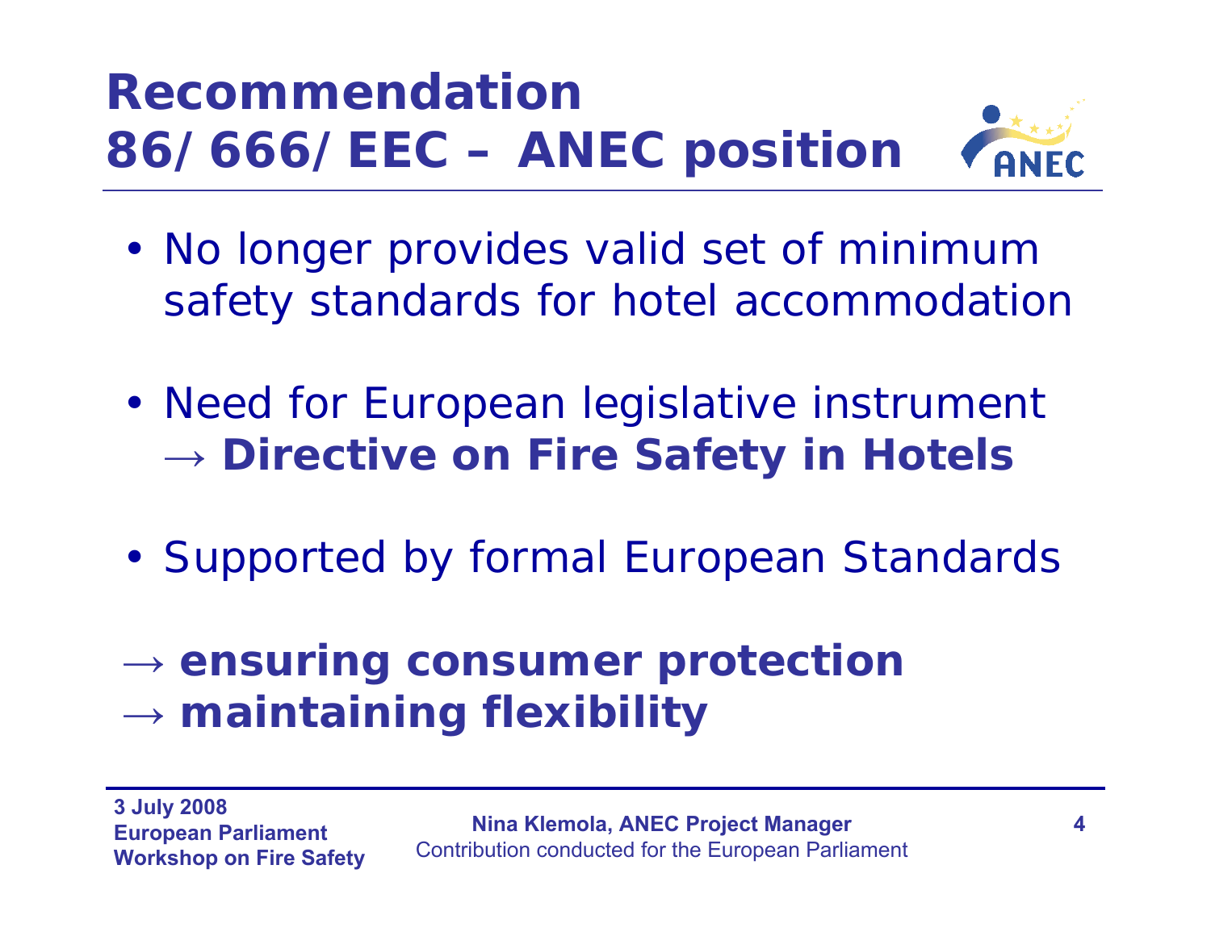# Recommendation 86/666/EEC – ANEC position

- No longer provides valid set of minimum safety standards for hotel accommodation
- Need for European legislative instrument → **Directive on Fire Safety in Hotels**
- Supported by formal European Standards

→ **ensuring consumer protection**
→ **maintaining flexibility**

**3 July 2008**
**European Parliament**
**Workshop on Fire Safety**

**Nina Klemola, ANEC Project Manager**
Contribution conducted for the European Parliament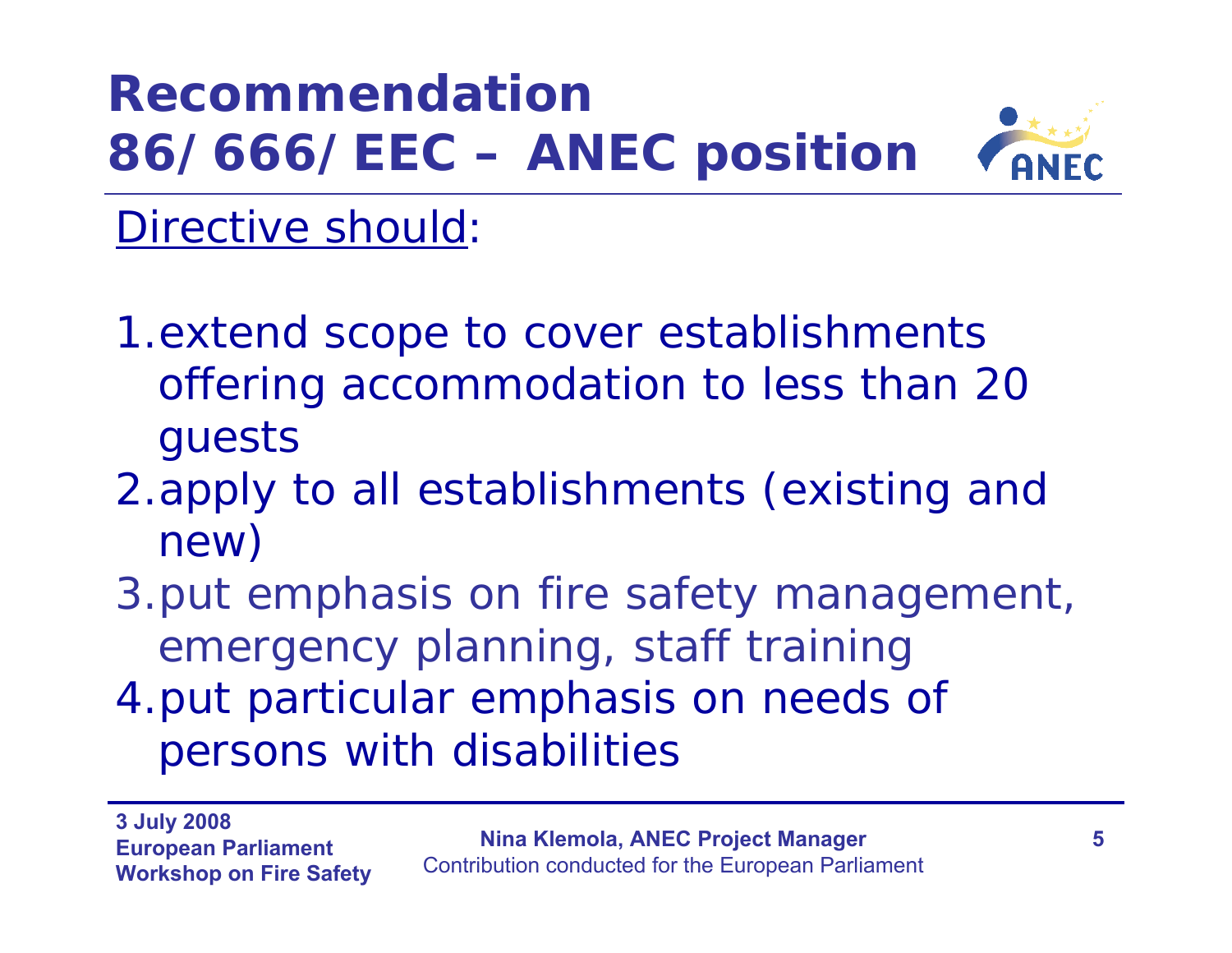# Recommendation 86/666/EEC – ANEC position

Directive should:

1. extend scope to cover establishments offering accommodation to less than 20 guests
2. apply to all establishments (existing and new)
3. put emphasis on fire safety management, emergency planning, staff training
4. put particular emphasis on needs of persons with disabilities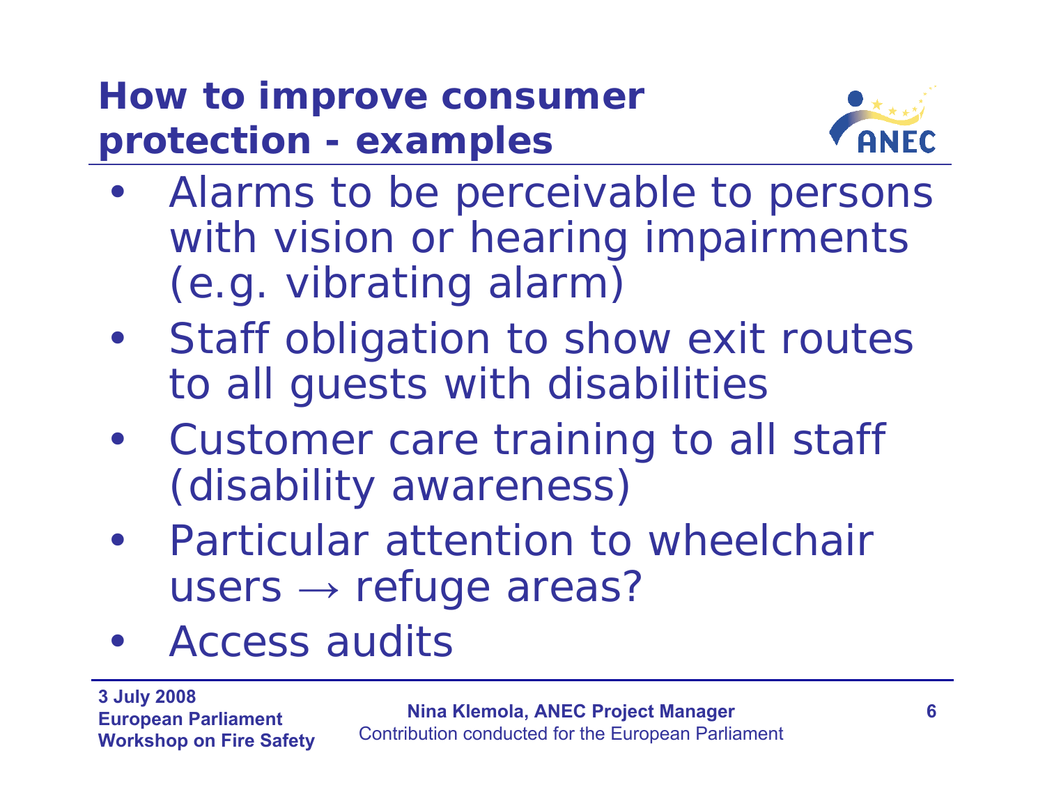# How to improve consumer protection - examples

- Alarms to be perceivable to persons with vision or hearing impairments (e.g. vibrating alarm)
- Staff obligation to show exit routes to all guests with disabilities
- Customer care training to all staff (disability awareness)
- Particular attention to wheelchair users → refuge areas?
- Access audits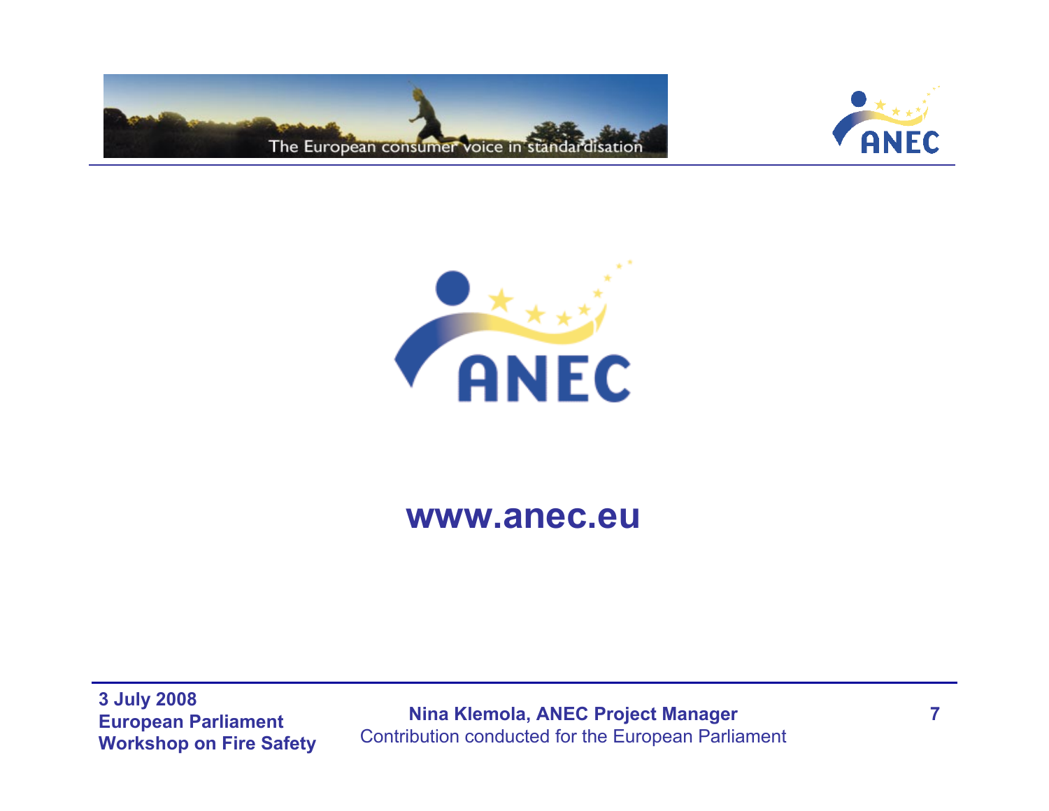www.anec.eu